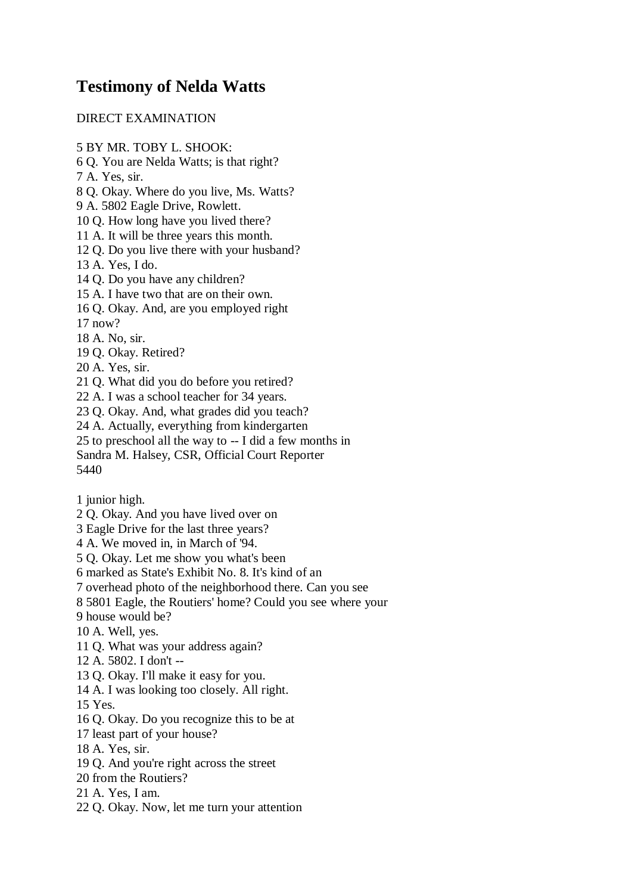# Testimony of Nelda Watts

DIRECT EXAMINATION

5 BY MR. TOBY L. SHOOK:
6 Q. You are Nelda Watts; is that right?
7 A. Yes, sir.
8 Q. Okay. Where do you live, Ms. Watts?
9 A. 5802 Eagle Drive, Rowlett.
10 Q. How long have you lived there?
11 A. It will be three years this month.
12 Q. Do you live there with your husband?
13 A. Yes, I do.
14 Q. Do you have any children?
15 A. I have two that are on their own.
16 Q. Okay. And, are you employed right
17 now?
18 A. No, sir.
19 Q. Okay. Retired?
20 A. Yes, sir.
21 Q. What did you do before you retired?
22 A. I was a school teacher for 34 years.
23 Q. Okay. And, what grades did you teach?
24 A. Actually, everything from kindergarten
25 to preschool all the way to -- I did a few months in
Sandra M. Halsey, CSR, Official Court Reporter
5440

1 junior high.
2 Q. Okay. And you have lived over on
3 Eagle Drive for the last three years?
4 A. We moved in, in March of '94.
5 Q. Okay. Let me show you what's been
6 marked as State's Exhibit No. 8. It's kind of an
7 overhead photo of the neighborhood there. Can you see
8 5801 Eagle, the Routiers' home? Could you see where your
9 house would be?
10 A. Well, yes.
11 Q. What was your address again?
12 A. 5802. I don't --
13 Q. Okay. I'll make it easy for you.
14 A. I was looking too closely. All right.
15 Yes.
16 Q. Okay. Do you recognize this to be at
17 least part of your house?
18 A. Yes, sir.
19 Q. And you're right across the street
20 from the Routiers?
21 A. Yes, I am.
22 Q. Okay. Now, let me turn your attention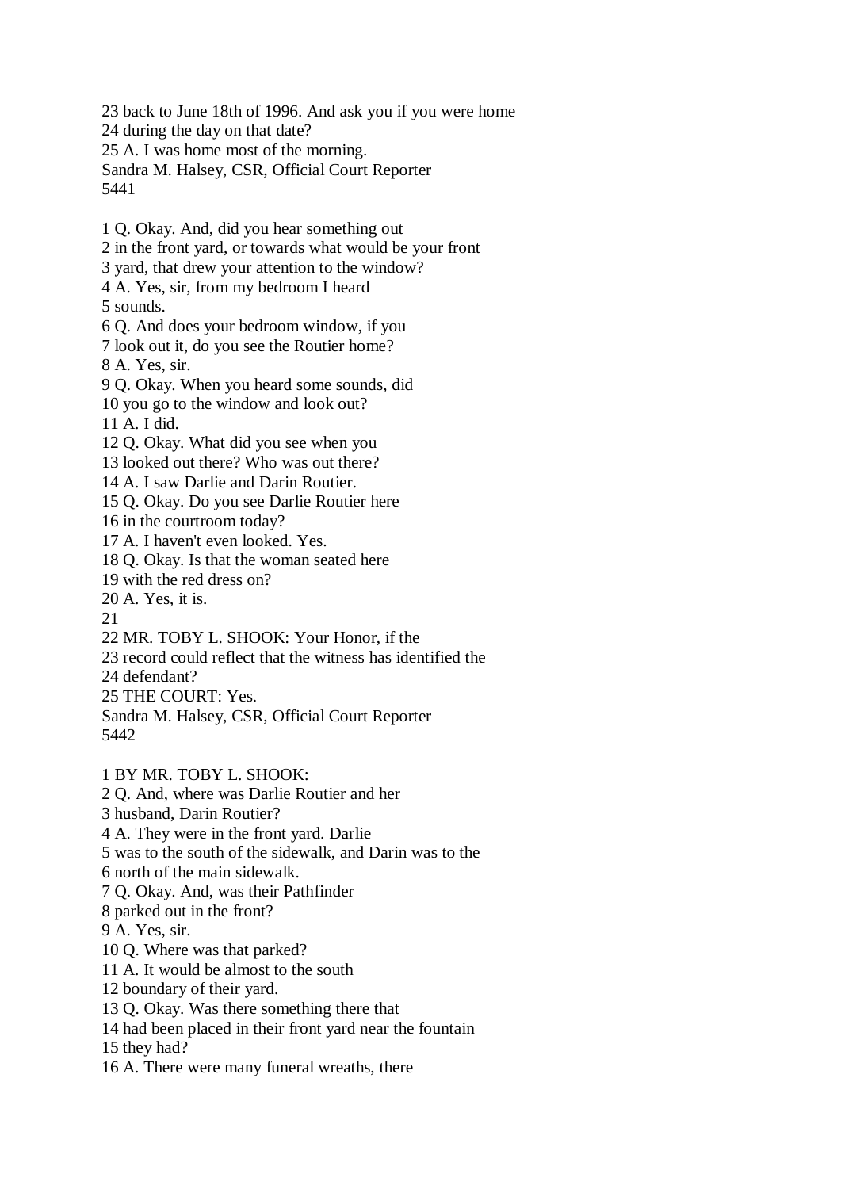23 back to June 18th of 1996. And ask you if you were home
24 during the day on that date?
25 A. I was home most of the morning.
Sandra M. Halsey, CSR, Official Court Reporter

1 Q. Okay. And, did you hear something out
2 in the front yard, or towards what would be your front
3 yard, that drew your attention to the window?
4 A. Yes, sir, from my bedroom I heard
5 sounds.
6 Q. And does your bedroom window, if you
7 look out it, do you see the Routier home?
8 A. Yes, sir.
9 Q. Okay. When you heard some sounds, did
10 you go to the window and look out?
11 A. I did.
12 Q. Okay. What did you see when you
13 looked out there? Who was out there?
14 A. I saw Darlie and Darin Routier.
15 Q. Okay. Do you see Darlie Routier here
16 in the courtroom today?
17 A. I haven't even looked. Yes.
18 Q. Okay. Is that the woman seated here
19 with the red dress on?
20 A. Yes, it is.
21
22 MR. TOBY L. SHOOK: Your Honor, if the
23 record could reflect that the witness has identified the
24 defendant?
25 THE COURT: Yes.
Sandra M. Halsey, CSR, Official Court Reporter

1 BY MR. TOBY L. SHOOK:
2 Q. And, where was Darlie Routier and her
3 husband, Darin Routier?
4 A. They were in the front yard. Darlie
5 was to the south of the sidewalk, and Darin was to the
6 north of the main sidewalk.
7 Q. Okay. And, was their Pathfinder
8 parked out in the front?
9 A. Yes, sir.
10 Q. Where was that parked?
11 A. It would be almost to the south
12 boundary of their yard.
13 Q. Okay. Was there something there that
14 had been placed in their front yard near the fountain
15 they had?
16 A. There were many funeral wreaths, there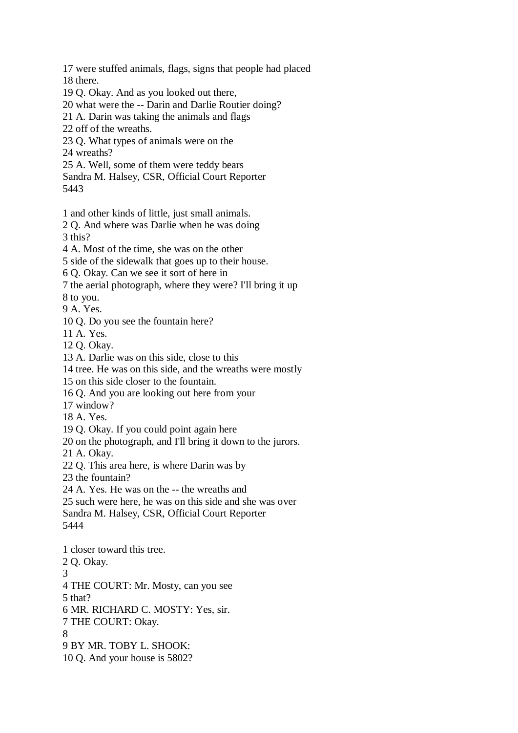17 were stuffed animals, flags, signs that people had placed
18 there.
19 Q. Okay. And as you looked out there,
20 what were the -- Darin and Darlie Routier doing?
21 A. Darin was taking the animals and flags
22 off of the wreaths.
23 Q. What types of animals were on the
24 wreaths?
25 A. Well, some of them were teddy bears
Sandra M. Halsey, CSR, Official Court Reporter

1 and other kinds of little, just small animals.
2 Q. And where was Darlie when he was doing
3 this?
4 A. Most of the time, she was on the other
5 side of the sidewalk that goes up to their house.
6 Q. Okay. Can we see it sort of here in
7 the aerial photograph, where they were? I'll bring it up
8 to you.
9 A. Yes.
10 Q. Do you see the fountain here?
11 A. Yes.
12 Q. Okay.
13 A. Darlie was on this side, close to this
14 tree. He was on this side, and the wreaths were mostly
15 on this side closer to the fountain.
16 Q. And you are looking out here from your
17 window?
18 A. Yes.
19 Q. Okay. If you could point again here
20 on the photograph, and I'll bring it down to the jurors.
21 A. Okay.
22 Q. This area here, is where Darin was by
23 the fountain?
24 A. Yes. He was on the -- the wreaths and
25 such were here, he was on this side and she was over
Sandra M. Halsey, CSR, Official Court Reporter

1 closer toward this tree.
2 Q. Okay.
3
4 THE COURT: Mr. Mosty, can you see
5 that?
6 MR. RICHARD C. MOSTY: Yes, sir.
7 THE COURT: Okay.
8
9 BY MR. TOBY L. SHOOK:
10 Q. And your house is 5802?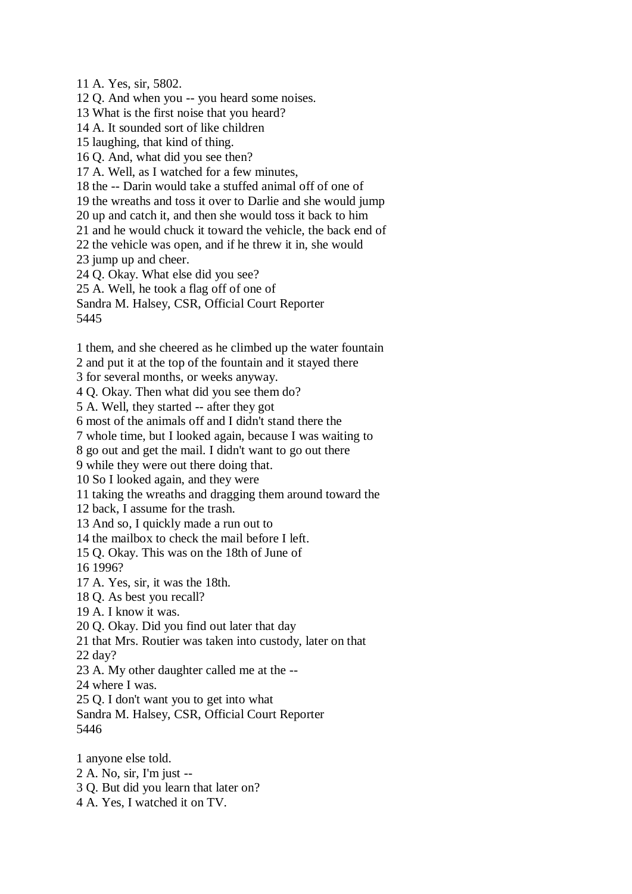11 A. Yes, sir, 5802.
12 Q. And when you -- you heard some noises.
13 What is the first noise that you heard?
14 A. It sounded sort of like children
15 laughing, that kind of thing.
16 Q. And, what did you see then?
17 A. Well, as I watched for a few minutes,
18 the -- Darin would take a stuffed animal off of one of
19 the wreaths and toss it over to Darlie and she would jump
20 up and catch it, and then she would toss it back to him
21 and he would chuck it toward the vehicle, the back end of
22 the vehicle was open, and if he threw it in, she would
23 jump up and cheer.
24 Q. Okay. What else did you see?
25 A. Well, he took a flag off of one of

1 them, and she cheered as he climbed up the water fountain
2 and put it at the top of the fountain and it stayed there
3 for several months, or weeks anyway.
4 Q. Okay. Then what did you see them do?
5 A. Well, they started -- after they got
6 most of the animals off and I didn't stand there the
7 whole time, but I looked again, because I was waiting to
8 go out and get the mail. I didn't want to go out there
9 while they were out there doing that.
10 So I looked again, and they were
11 taking the wreaths and dragging them around toward the
12 back, I assume for the trash.
13 And so, I quickly made a run out to
14 the mailbox to check the mail before I left.
15 Q. Okay. This was on the 18th of June of
16 1996?
17 A. Yes, sir, it was the 18th.
18 Q. As best you recall?
19 A. I know it was.
20 Q. Okay. Did you find out later that day
21 that Mrs. Routier was taken into custody, later on that
22 day?
23 A. My other daughter called me at the --
24 where I was.
25 Q. I don't want you to get into what

1 anyone else told.
2 A. No, sir, I'm just --
3 Q. But did you learn that later on?
4 A. Yes, I watched it on TV.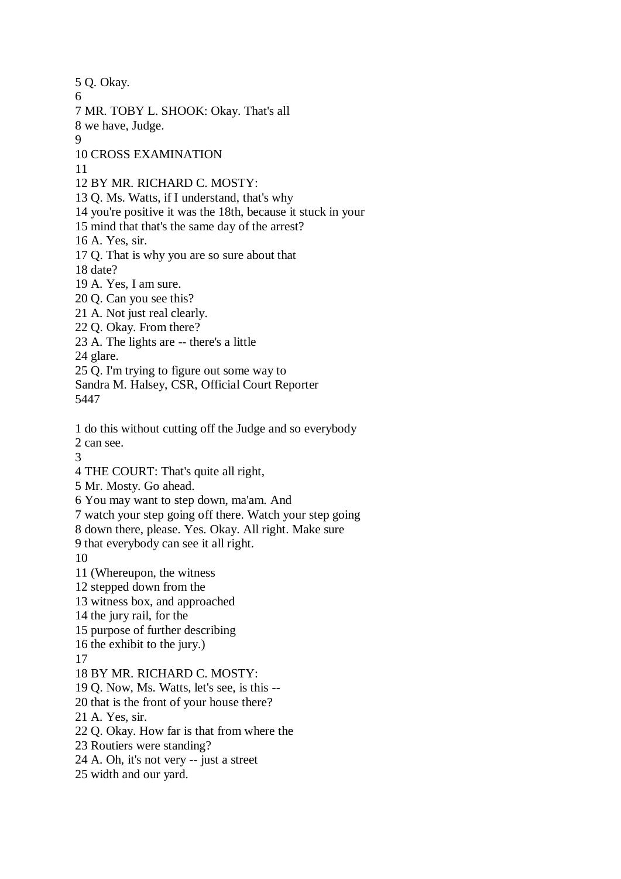5 Q. Okay.
6
7 MR. TOBY L. SHOOK: Okay. That's all
8 we have, Judge.
9
10 CROSS EXAMINATION
11
12 BY MR. RICHARD C. MOSTY:
13 Q. Ms. Watts, if I understand, that's why
14 you're positive it was the 18th, because it stuck in your
15 mind that that's the same day of the arrest?
16 A. Yes, sir.
17 Q. That is why you are so sure about that
18 date?
19 A. Yes, I am sure.
20 Q. Can you see this?
21 A. Not just real clearly.
22 Q. Okay. From there?
23 A. The lights are -- there's a little
24 glare.
25 Q. I'm trying to figure out some way to
Sandra M. Halsey, CSR, Official Court Reporter
5447

1 do this without cutting off the Judge and so everybody
2 can see.
3
4 THE COURT: That's quite all right,
5 Mr. Mosty. Go ahead.
6 You may want to step down, ma'am. And
7 watch your step going off there. Watch your step going
8 down there, please. Yes. Okay. All right. Make sure
9 that everybody can see it all right.
10
11 (Whereupon, the witness
12 stepped down from the
13 witness box, and approached
14 the jury rail, for the
15 purpose of further describing
16 the exhibit to the jury.)
17
18 BY MR. RICHARD C. MOSTY:
19 Q. Now, Ms. Watts, let's see, is this --
20 that is the front of your house there?
21 A. Yes, sir.
22 Q. Okay. How far is that from where the
23 Routiers were standing?
24 A. Oh, it's not very -- just a street
25 width and our yard.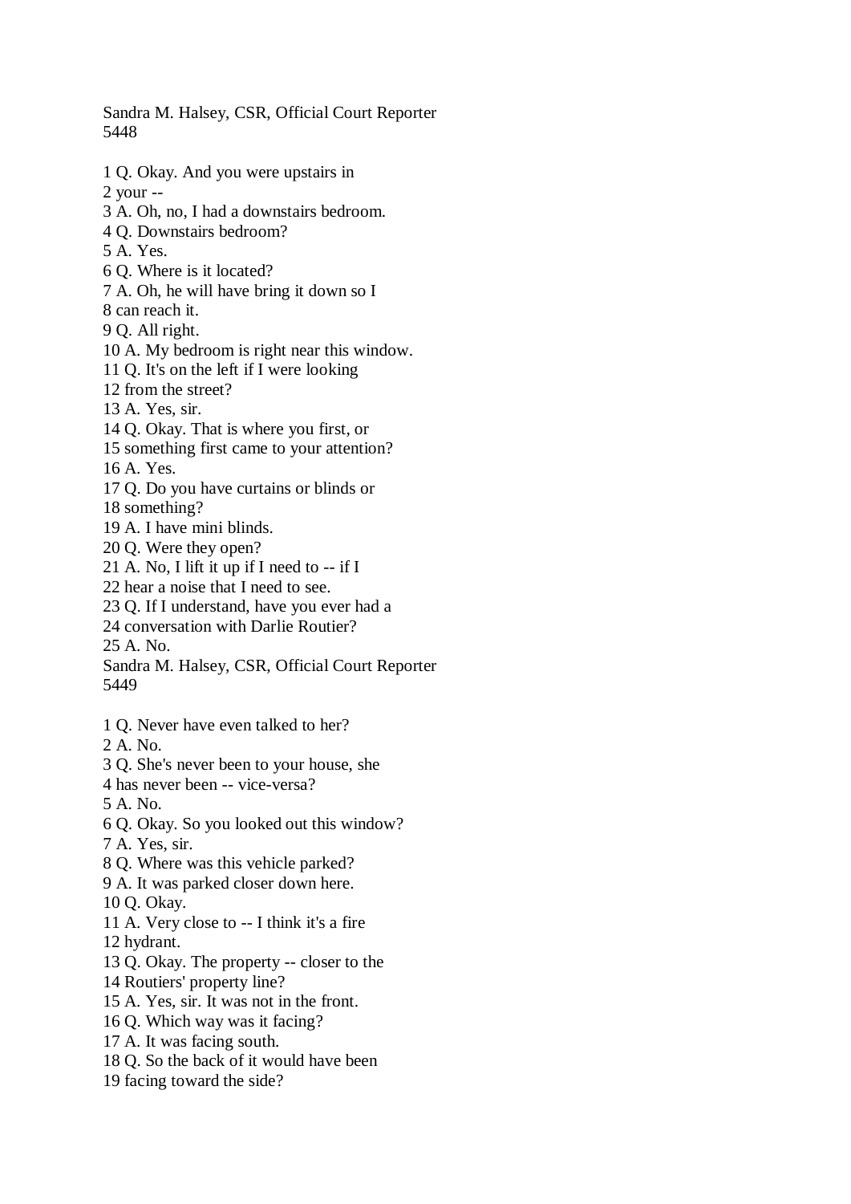1 Q. Okay. And you were upstairs in
2 your --
3 A. Oh, no, I had a downstairs bedroom.
4 Q. Downstairs bedroom?
5 A. Yes.
6 Q. Where is it located?
7 A. Oh, he will have bring it down so I
8 can reach it.
9 Q. All right.
10 A. My bedroom is right near this window.
11 Q. It's on the left if I were looking
12 from the street?
13 A. Yes, sir.
14 Q. Okay. That is where you first, or
15 something first came to your attention?
16 A. Yes.
17 Q. Do you have curtains or blinds or
18 something?
19 A. I have mini blinds.
20 Q. Were they open?
21 A. No, I lift it up if I need to -- if I
22 hear a noise that I need to see.
23 Q. If I understand, have you ever had a
24 conversation with Darlie Routier?
25 A. No.

1 Q. Never have even talked to her?
2 A. No.
3 Q. She's never been to your house, she
4 has never been -- vice-versa?
5 A. No.
6 Q. Okay. So you looked out this window?
7 A. Yes, sir.
8 Q. Where was this vehicle parked?
9 A. It was parked closer down here.
10 Q. Okay.
11 A. Very close to -- I think it's a fire
12 hydrant.
13 Q. Okay. The property -- closer to the
14 Routiers' property line?
15 A. Yes, sir. It was not in the front.
16 Q. Which way was it facing?
17 A. It was facing south.
18 Q. So the back of it would have been
19 facing toward the side?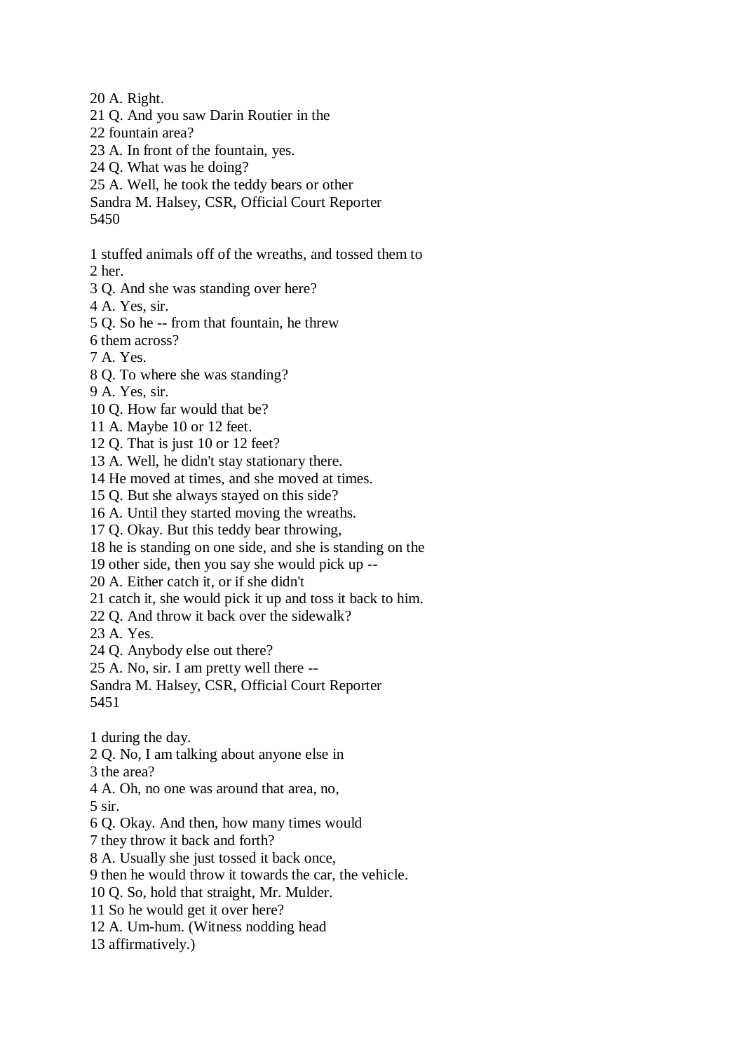20 A. Right.
21 Q. And you saw Darin Routier in the
22 fountain area?
23 A. In front of the fountain, yes.
24 Q. What was he doing?
25 A. Well, he took the teddy bears or other
Sandra M. Halsey, CSR, Official Court Reporter
5450

1 stuffed animals off of the wreaths, and tossed them to
2 her.
3 Q. And she was standing over here?
4 A. Yes, sir.
5 Q. So he -- from that fountain, he threw
6 them across?
7 A. Yes.
8 Q. To where she was standing?
9 A. Yes, sir.
10 Q. How far would that be?
11 A. Maybe 10 or 12 feet.
12 Q. That is just 10 or 12 feet?
13 A. Well, he didn't stay stationary there.
14 He moved at times, and she moved at times.
15 Q. But she always stayed on this side?
16 A. Until they started moving the wreaths.
17 Q. Okay. But this teddy bear throwing,
18 he is standing on one side, and she is standing on the
19 other side, then you say she would pick up --
20 A. Either catch it, or if she didn't
21 catch it, she would pick it up and toss it back to him.
22 Q. And throw it back over the sidewalk?
23 A. Yes.
24 Q. Anybody else out there?
25 A. No, sir. I am pretty well there --
Sandra M. Halsey, CSR, Official Court Reporter
5451

1 during the day.
2 Q. No, I am talking about anyone else in
3 the area?
4 A. Oh, no one was around that area, no,
5 sir.
6 Q. Okay. And then, how many times would
7 they throw it back and forth?
8 A. Usually she just tossed it back once,
9 then he would throw it towards the car, the vehicle.
10 Q. So, hold that straight, Mr. Mulder.
11 So he would get it over here?
12 A. Um-hum. (Witness nodding head
13 affirmatively.)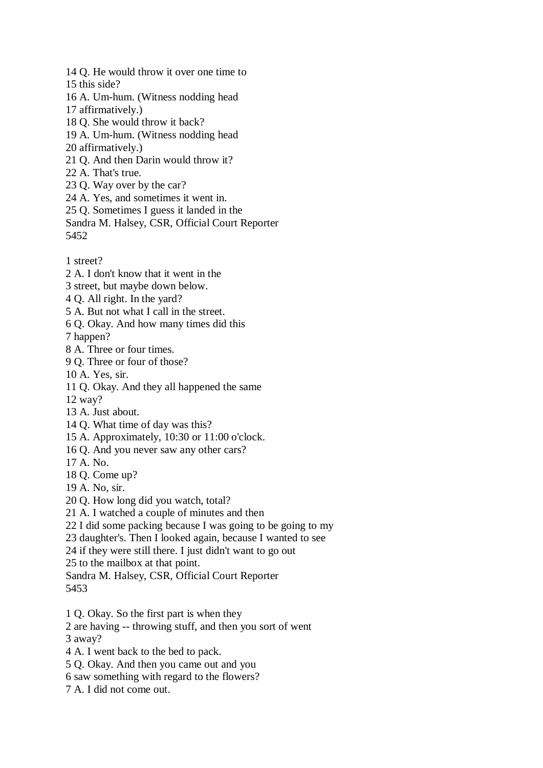14 Q. He would throw it over one time to
15 this side?
16 A. Um-hum. (Witness nodding head
17 affirmatively.)
18 Q. She would throw it back?
19 A. Um-hum. (Witness nodding head
20 affirmatively.)
21 Q. And then Darin would throw it?
22 A. That's true.
23 Q. Way over by the car?
24 A. Yes, and sometimes it went in.
25 Q. Sometimes I guess it landed in the
Sandra M. Halsey, CSR, Official Court Reporter
5452

1 street?
2 A. I don't know that it went in the
3 street, but maybe down below.
4 Q. All right. In the yard?
5 A. But not what I call in the street.
6 Q. Okay. And how many times did this
7 happen?
8 A. Three or four times.
9 Q. Three or four of those?
10 A. Yes, sir.
11 Q. Okay. And they all happened the same
12 way?
13 A. Just about.
14 Q. What time of day was this?
15 A. Approximately, 10:30 or 11:00 o'clock.
16 Q. And you never saw any other cars?
17 A. No.
18 Q. Come up?
19 A. No, sir.
20 Q. How long did you watch, total?
21 A. I watched a couple of minutes and then
22 I did some packing because I was going to be going to my
23 daughter's. Then I looked again, because I wanted to see
24 if they were still there. I just didn't want to go out
25 to the mailbox at that point.
Sandra M. Halsey, CSR, Official Court Reporter
5453

1 Q. Okay. So the first part is when they
2 are having -- throwing stuff, and then you sort of went
3 away?
4 A. I went back to the bed to pack.
5 Q. Okay. And then you came out and you
6 saw something with regard to the flowers?
7 A. I did not come out.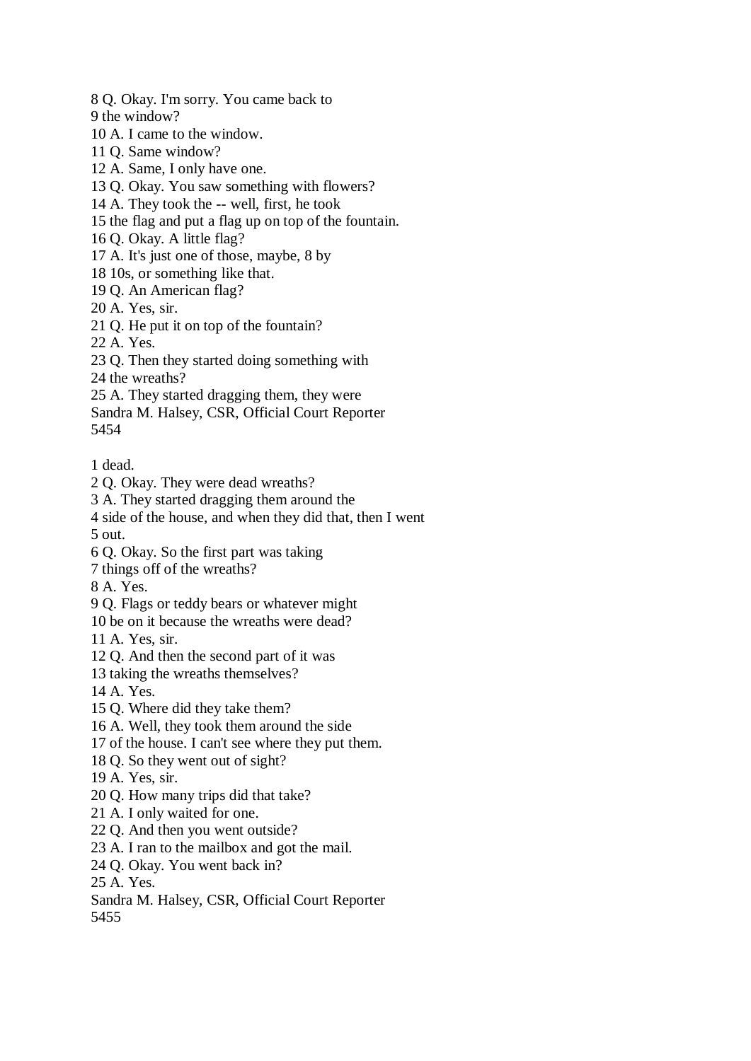8 Q. Okay. I'm sorry. You came back to
9 the window?
10 A. I came to the window.
11 Q. Same window?
12 A. Same, I only have one.
13 Q. Okay. You saw something with flowers?
14 A. They took the -- well, first, he took
15 the flag and put a flag up on top of the fountain.
16 Q. Okay. A little flag?
17 A. It's just one of those, maybe, 8 by
18 10s, or something like that.
19 Q. An American flag?
20 A. Yes, sir.
21 Q. He put it on top of the fountain?
22 A. Yes.
23 Q. Then they started doing something with
24 the wreaths?
25 A. They started dragging them, they were

1 dead.
2 Q. Okay. They were dead wreaths?
3 A. They started dragging them around the
4 side of the house, and when they did that, then I went
5 out.
6 Q. Okay. So the first part was taking
7 things off of the wreaths?
8 A. Yes.
9 Q. Flags or teddy bears or whatever might
10 be on it because the wreaths were dead?
11 A. Yes, sir.
12 Q. And then the second part of it was
13 taking the wreaths themselves?
14 A. Yes.
15 Q. Where did they take them?
16 A. Well, they took them around the side
17 of the house. I can't see where they put them.
18 Q. So they went out of sight?
19 A. Yes, sir.
20 Q. How many trips did that take?
21 A. I only waited for one.
22 Q. And then you went outside?
23 A. I ran to the mailbox and got the mail.
24 Q. Okay. You went back in?
25 A. Yes.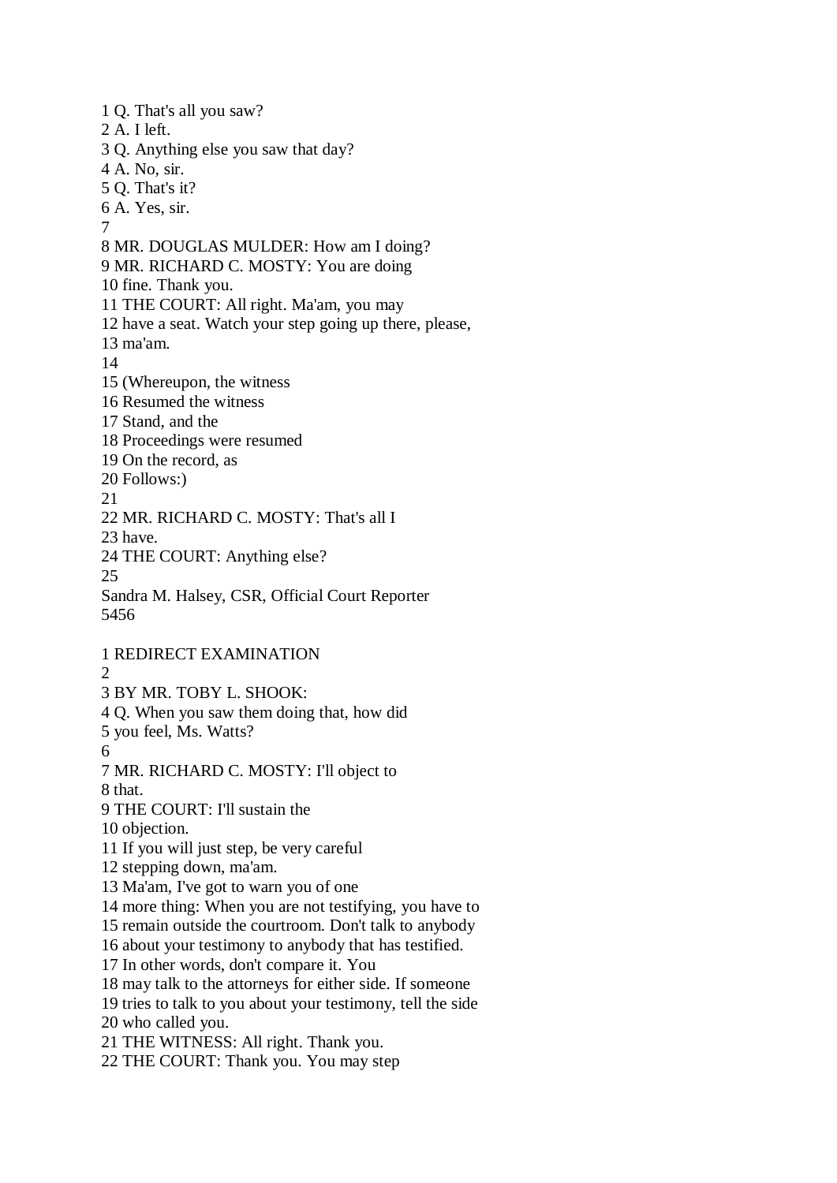1 Q. That's all you saw?
2 A. I left.
3 Q. Anything else you saw that day?
4 A. No, sir.
5 Q. That's it?
6 A. Yes, sir.
7
8 MR. DOUGLAS MULDER: How am I doing?
9 MR. RICHARD C. MOSTY: You are doing
10 fine. Thank you.
11 THE COURT: All right. Ma'am, you may
12 have a seat. Watch your step going up there, please,
13 ma'am.
14
15 (Whereupon, the witness
16 Resumed the witness
17 Stand, and the
18 Proceedings were resumed
19 On the record, as
20 Follows:)
21
22 MR. RICHARD C. MOSTY: That's all I
23 have.
24 THE COURT: Anything else?
25
Sandra M. Halsey, CSR, Official Court Reporter

1 REDIRECT EXAMINATION
2
3 BY MR. TOBY L. SHOOK:
4 Q. When you saw them doing that, how did
5 you feel, Ms. Watts?
6
7 MR. RICHARD C. MOSTY: I'll object to
8 that.
9 THE COURT: I'll sustain the
10 objection.
11 If you will just step, be very careful
12 stepping down, ma'am.
13 Ma'am, I've got to warn you of one
14 more thing: When you are not testifying, you have to
15 remain outside the courtroom. Don't talk to anybody
16 about your testimony to anybody that has testified.
17 In other words, don't compare it. You
18 may talk to the attorneys for either side. If someone
19 tries to talk to you about your testimony, tell the side
20 who called you.
21 THE WITNESS: All right. Thank you.
22 THE COURT: Thank you. You may step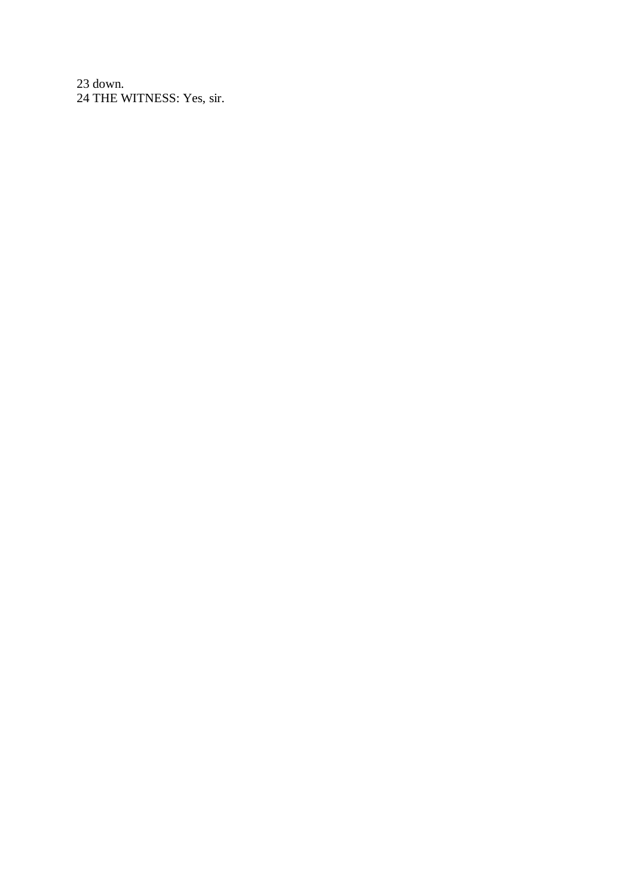23 down.
24 THE WITNESS: Yes, sir.